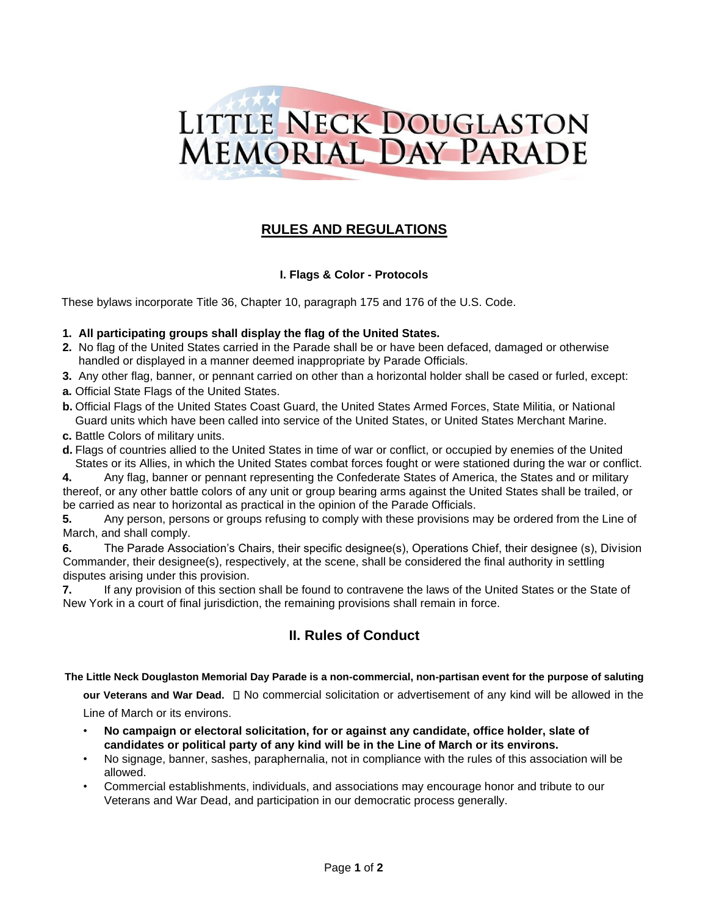# LITTLE NECK DOUGLASTON MEMORIAL DAY PARADE

## RULES AND REGULATIONS

### I. Flags & Color - Protocols

These bylaws incorporate Title 36, Chapter 10, paragraph 175 and 176 of the U.S. Code.

1. **All participating groups shall display the flag of the United States.**
2. No flag of the United States carried in the Parade shall be or have been defaced, damaged or otherwise handled or displayed in a manner deemed inappropriate by Parade Officials.
3. Any other flag, banner, or pennant carried on other than a horizontal holder shall be cased or furled, except:

**a.** Official State Flags of the United States.

**b.** Official Flags of the United States Coast Guard, the United States Armed Forces, State Militia, or National Guard units which have been called into service of the United States, or United States Merchant Marine.

**c.** Battle Colors of military units.

**d.** Flags of countries allied to the United States in time of war or conflict, or occupied by enemies of the United States or its Allies, in which the United States combat forces fought or were stationed during the war or conflict.

**4.** Any flag, banner or pennant representing the Confederate States of America, the States and or military thereof, or any other battle colors of any unit or group bearing arms against the United States shall be trailed, or be carried as near to horizontal as practical in the opinion of the Parade Officials.

**5.** Any person, persons or groups refusing to comply with these provisions may be ordered from the Line of March, and shall comply.

**6.** The Parade Association's Chairs, their specific designee(s), Operations Chief, their designee (s), Division Commander, their designee(s), respectively, at the scene, shall be considered the final authority in settling disputes arising under this provision.

**7.** If any provision of this section shall be found to contravene the laws of the United States or the State of New York in a court of final jurisdiction, the remaining provisions shall remain in force.

## II. Rules of Conduct

**The Little Neck Douglaston Memorial Day Parade is a non-commercial, non-partisan event for the purpose of saluting our Veterans and War Dead.**  No commercial solicitation or advertisement of any kind will be allowed in the Line of March or its environs.

- **No campaign or electoral solicitation, for or against any candidate, office holder, slate of candidates or political party of any kind will be in the Line of March or its environs.**
- No signage, banner, sashes, paraphernalia, not in compliance with the rules of this association will be allowed.
- Commercial establishments, individuals, and associations may encourage honor and tribute to our Veterans and War Dead, and participation in our democratic process generally.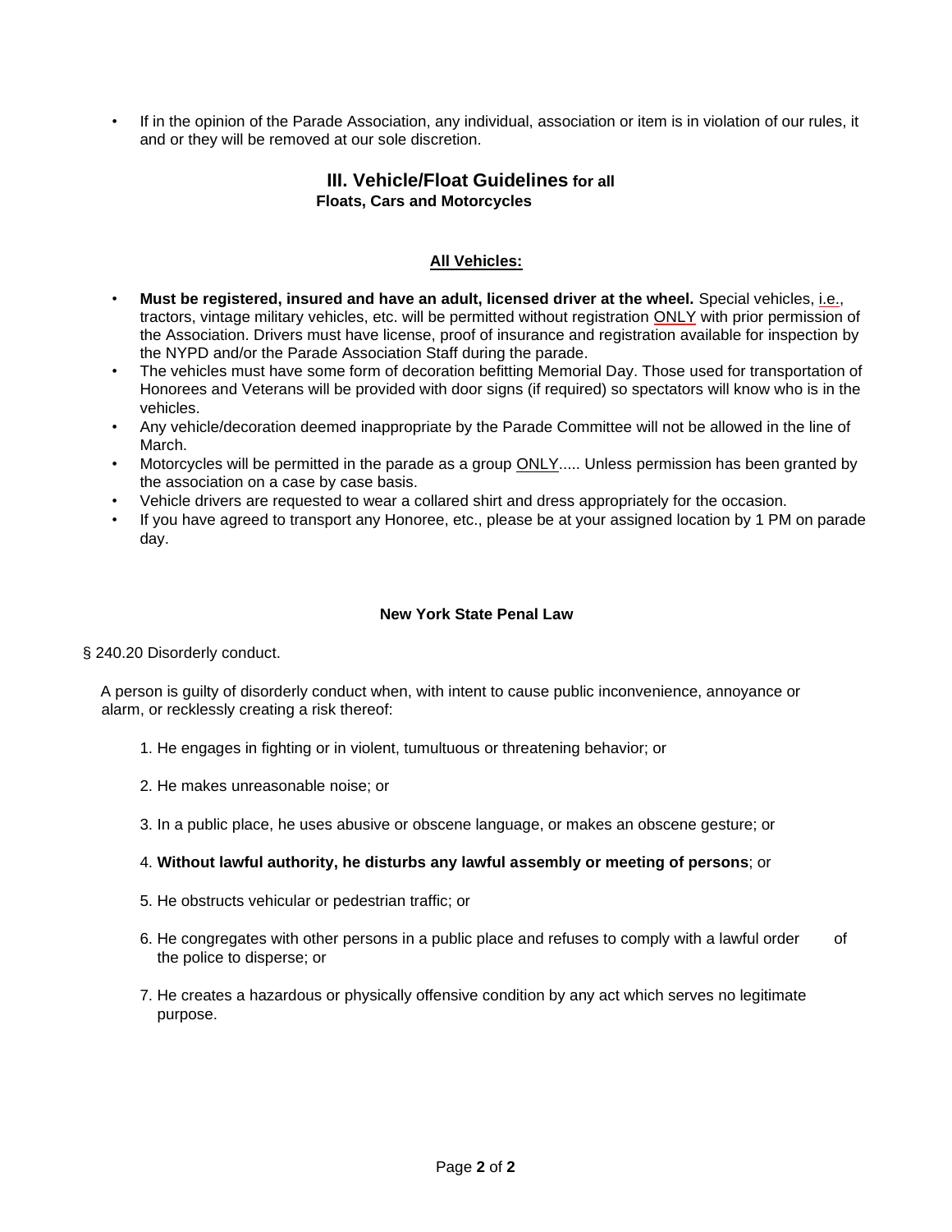- If in the opinion of the Parade Association, any individual, association or item is in violation of our rules, it and or they will be removed at our sole discretion.

## III. Vehicle/Float Guidelines for all Floats, Cars and Motorcycles

### All Vehicles:

- **Must be registered, insured and have an adult, licensed driver at the wheel.** Special vehicles, i.e., tractors, vintage military vehicles, etc. will be permitted without registration ONLY with prior permission of the Association. Drivers must have license, proof of insurance and registration available for inspection by the NYPD and/or the Parade Association Staff during the parade.
- The vehicles must have some form of decoration befitting Memorial Day. Those used for transportation of Honorees and Veterans will be provided with door signs (if required) so spectators will know who is in the vehicles.
- Any vehicle/decoration deemed inappropriate by the Parade Committee will not be allowed in the line of March.
- Motorcycles will be permitted in the parade as a group ONLY..... Unless permission has been granted by the association on a case by case basis.
- Vehicle drivers are requested to wear a collared shirt and dress appropriately for the occasion.
- If you have agreed to transport any Honoree, etc., please be at your assigned location by 1 PM on parade day.

### New York State Penal Law

§ 240.20 Disorderly conduct.

A person is guilty of disorderly conduct when, with intent to cause public inconvenience, annoyance or alarm, or recklessly creating a risk thereof:

1. He engages in fighting or in violent, tumultuous or threatening behavior; or
2. He makes unreasonable noise; or
3. In a public place, he uses abusive or obscene language, or makes an obscene gesture; or
4. **Without lawful authority, he disturbs any lawful assembly or meeting of persons**; or
5. He obstructs vehicular or pedestrian traffic; or
6. He congregates with other persons in a public place and refuses to comply with a lawful order of the police to disperse; or
7. He creates a hazardous or physically offensive condition by any act which serves no legitimate purpose.